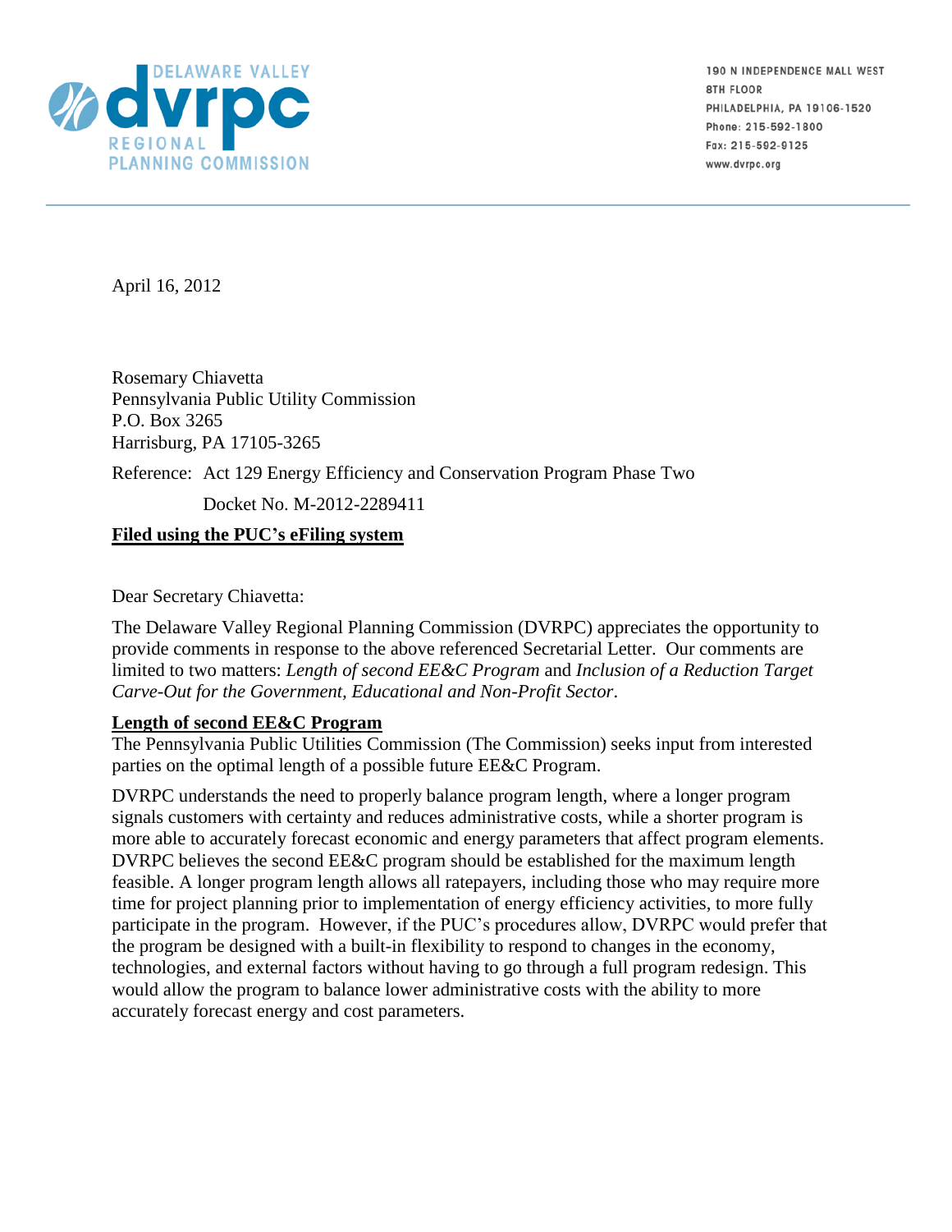DELAWARE VALLEY **dvrpc** REGIONAL PLANNING COMMISSION

190 N INDEPENDENCE MALL WEST
8TH FLOOR
PHILADELPHIA, PA 19106-1520
Phone: 215-592-1800
Fax: 215-592-9125
www.dvrpc.org

April 16, 2012

Rosemary Chiavetta
Pennsylvania Public Utility Commission
P.O. Box 3265
Harrisburg, PA 17105-3265

Reference: Act 129 Energy Efficiency and Conservation Program Phase Two

Docket No. M-2012-2289411

**Filed using the PUC's eFiling system**

Dear Secretary Chiavetta:

The Delaware Valley Regional Planning Commission (DVRPC) appreciates the opportunity to provide comments in response to the above referenced Secretarial Letter. Our comments are limited to two matters: *Length of second EE&C Program* and *Inclusion of a Reduction Target Carve-Out for the Government, Educational and Non-Profit Sector*.

**Length of second EE&C Program**

The Pennsylvania Public Utilities Commission (The Commission) seeks input from interested parties on the optimal length of a possible future EE&C Program.

DVRPC understands the need to properly balance program length, where a longer program signals customers with certainty and reduces administrative costs, while a shorter program is more able to accurately forecast economic and energy parameters that affect program elements. DVRPC believes the second EE&C program should be established for the maximum length feasible. A longer program length allows all ratepayers, including those who may require more time for project planning prior to implementation of energy efficiency activities, to more fully participate in the program. However, if the PUC's procedures allow, DVRPC would prefer that the program be designed with a built-in flexibility to respond to changes in the economy, technologies, and external factors without having to go through a full program redesign. This would allow the program to balance lower administrative costs with the ability to more accurately forecast energy and cost parameters.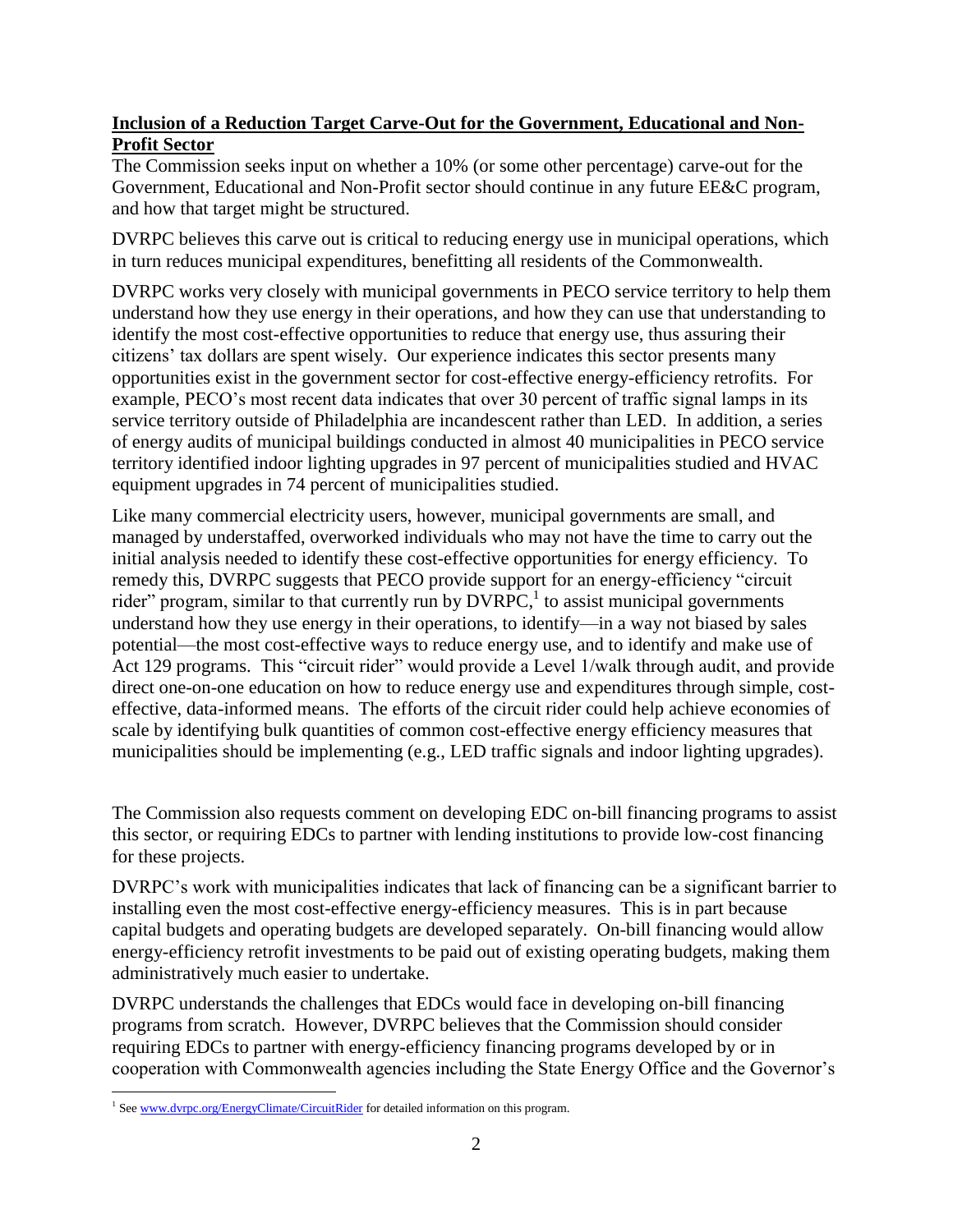**Inclusion of a Reduction Target Carve-Out for the Government, Educational and Non-Profit Sector**

The Commission seeks input on whether a 10% (or some other percentage) carve-out for the Government, Educational and Non-Profit sector should continue in any future EE&C program, and how that target might be structured.

DVRPC believes this carve out is critical to reducing energy use in municipal operations, which in turn reduces municipal expenditures, benefitting all residents of the Commonwealth.

DVRPC works very closely with municipal governments in PECO service territory to help them understand how they use energy in their operations, and how they can use that understanding to identify the most cost-effective opportunities to reduce that energy use, thus assuring their citizens' tax dollars are spent wisely. Our experience indicates this sector presents many opportunities exist in the government sector for cost-effective energy-efficiency retrofits. For example, PECO's most recent data indicates that over 30 percent of traffic signal lamps in its service territory outside of Philadelphia are incandescent rather than LED. In addition, a series of energy audits of municipal buildings conducted in almost 40 municipalities in PECO service territory identified indoor lighting upgrades in 97 percent of municipalities studied and HVAC equipment upgrades in 74 percent of municipalities studied.

Like many commercial electricity users, however, municipal governments are small, and managed by understaffed, overworked individuals who may not have the time to carry out the initial analysis needed to identify these cost-effective opportunities for energy efficiency. To remedy this, DVRPC suggests that PECO provide support for an energy-efficiency "circuit rider" program, similar to that currently run by DVRPC,[1] to assist municipal governments understand how they use energy in their operations, to identify—in a way not biased by sales potential—the most cost-effective ways to reduce energy use, and to identify and make use of Act 129 programs. This "circuit rider" would provide a Level 1/walk through audit, and provide direct one-on-one education on how to reduce energy use and expenditures through simple, cost-effective, data-informed means. The efforts of the circuit rider could help achieve economies of scale by identifying bulk quantities of common cost-effective energy efficiency measures that municipalities should be implementing (e.g., LED traffic signals and indoor lighting upgrades).

The Commission also requests comment on developing EDC on-bill financing programs to assist this sector, or requiring EDCs to partner with lending institutions to provide low-cost financing for these projects.

DVRPC's work with municipalities indicates that lack of financing can be a significant barrier to installing even the most cost-effective energy-efficiency measures. This is in part because capital budgets and operating budgets are developed separately. On-bill financing would allow energy-efficiency retrofit investments to be paid out of existing operating budgets, making them administratively much easier to undertake.

DVRPC understands the challenges that EDCs would face in developing on-bill financing programs from scratch. However, DVRPC believes that the Commission should consider requiring EDCs to partner with energy-efficiency financing programs developed by or in cooperation with Commonwealth agencies including the State Energy Office and the Governor's

---

[1] See www.dvrpc.org/EnergyClimate/CircuitRider for detailed information on this program.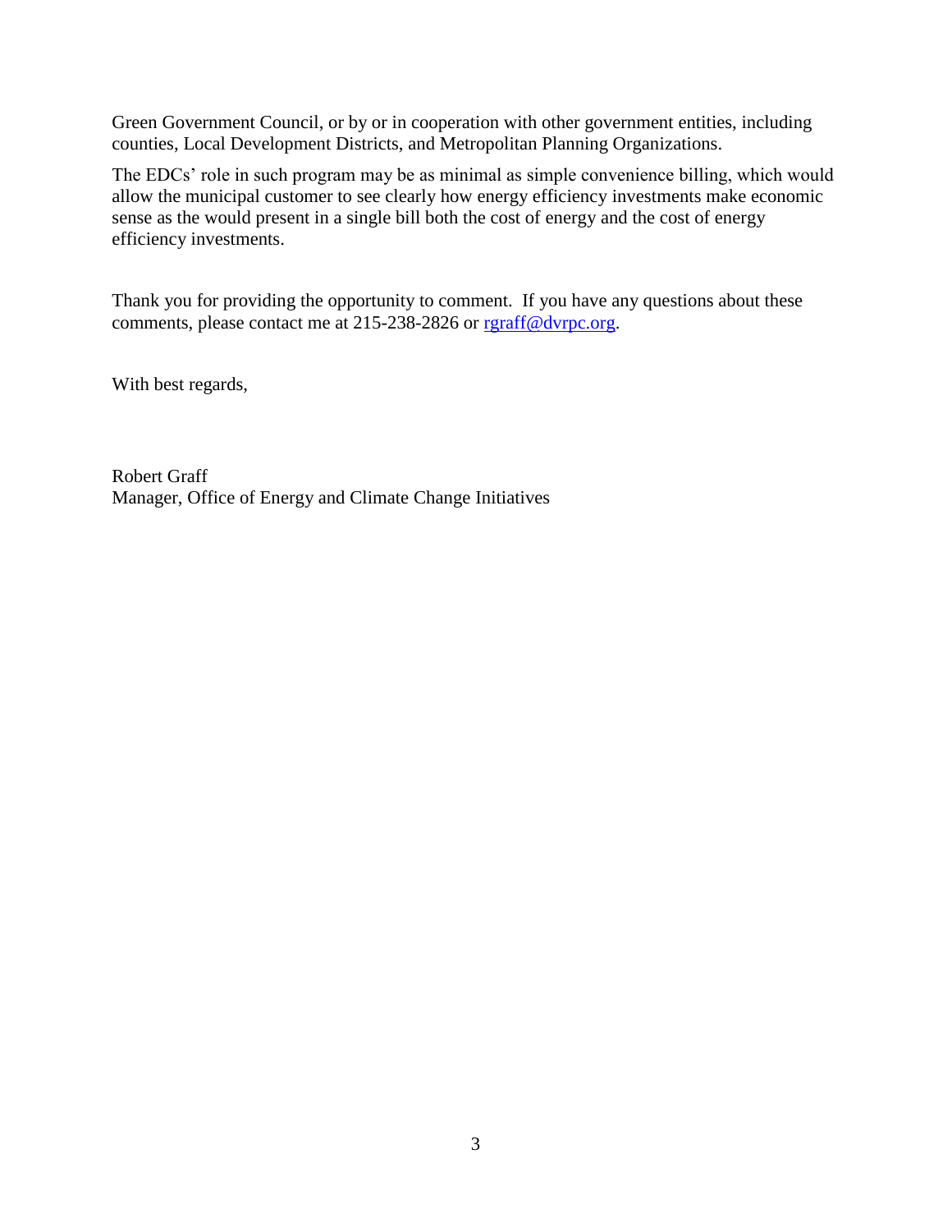Green Government Council, or by or in cooperation with other government entities, including counties, Local Development Districts, and Metropolitan Planning Organizations.

The EDCs' role in such program may be as minimal as simple convenience billing, which would allow the municipal customer to see clearly how energy efficiency investments make economic sense as the would present in a single bill both the cost of energy and the cost of energy efficiency investments.

Thank you for providing the opportunity to comment. If you have any questions about these comments, please contact me at 215-238-2826 or rgraff@dvrpc.org.

With best regards,

Robert Graff
Manager, Office of Energy and Climate Change Initiatives